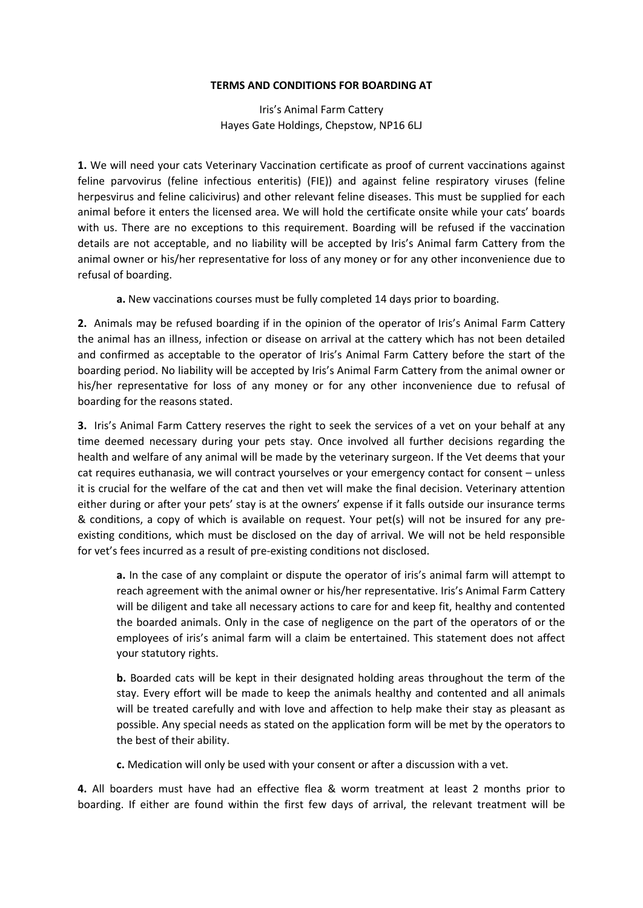**TERMS AND CONDITIONS FOR BOARDING AT**

Iris's Animal Farm Cattery
Hayes Gate Holdings, Chepstow, NP16 6LJ

**1.** We will need your cats Veterinary Vaccination certificate as proof of current vaccinations against feline parvovirus (feline infectious enteritis) (FIE)) and against feline respiratory viruses (feline herpesvirus and feline calicivirus) and other relevant feline diseases. This must be supplied for each animal before it enters the licensed area. We will hold the certificate onsite while your cats' boards with us. There are no exceptions to this requirement. Boarding will be refused if the vaccination details are not acceptable, and no liability will be accepted by Iris's Animal farm Cattery from the animal owner or his/her representative for loss of any money or for any other inconvenience due to refusal of boarding.

> **a.** New vaccinations courses must be fully completed 14 days prior to boarding.

**2.** Animals may be refused boarding if in the opinion of the operator of Iris's Animal Farm Cattery the animal has an illness, infection or disease on arrival at the cattery which has not been detailed and confirmed as acceptable to the operator of Iris's Animal Farm Cattery before the start of the boarding period. No liability will be accepted by Iris's Animal Farm Cattery from the animal owner or his/her representative for loss of any money or for any other inconvenience due to refusal of boarding for the reasons stated.

**3.** Iris's Animal Farm Cattery reserves the right to seek the services of a vet on your behalf at any time deemed necessary during your pets stay. Once involved all further decisions regarding the health and welfare of any animal will be made by the veterinary surgeon. If the Vet deems that your cat requires euthanasia, we will contract yourselves or your emergency contact for consent – unless it is crucial for the welfare of the cat and then vet will make the final decision. Veterinary attention either during or after your pets' stay is at the owners' expense if it falls outside our insurance terms & conditions, a copy of which is available on request. Your pet(s) will not be insured for any pre-existing conditions, which must be disclosed on the day of arrival. We will not be held responsible for vet's fees incurred as a result of pre-existing conditions not disclosed.

> **a.** In the case of any complaint or dispute the operator of iris's animal farm will attempt to reach agreement with the animal owner or his/her representative. Iris's Animal Farm Cattery will be diligent and take all necessary actions to care for and keep fit, healthy and contented the boarded animals. Only in the case of negligence on the part of the operators of or the employees of iris's animal farm will a claim be entertained. This statement does not affect your statutory rights.
>
> **b.** Boarded cats will be kept in their designated holding areas throughout the term of the stay. Every effort will be made to keep the animals healthy and contented and all animals will be treated carefully and with love and affection to help make their stay as pleasant as possible. Any special needs as stated on the application form will be met by the operators to the best of their ability.
>
> **c.** Medication will only be used with your consent or after a discussion with a vet.

**4.** All boarders must have had an effective flea & worm treatment at least 2 months prior to boarding. If either are found within the first few days of arrival, the relevant treatment will be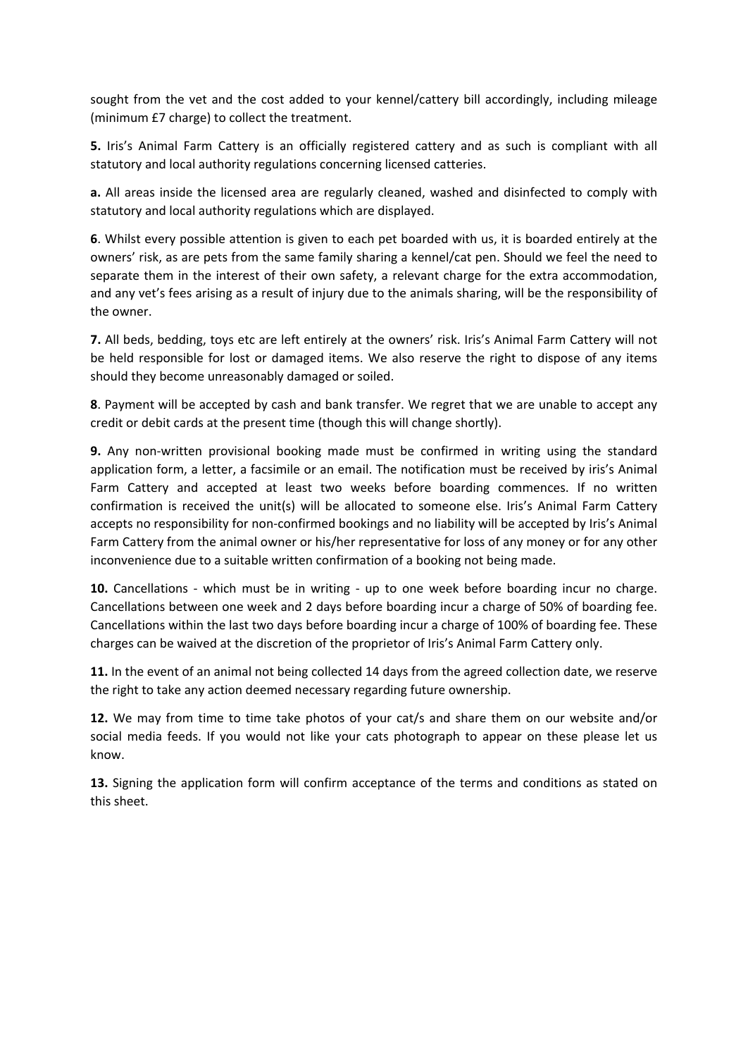sought from the vet and the cost added to your kennel/cattery bill accordingly, including mileage (minimum £7 charge) to collect the treatment.

**5.** Iris's Animal Farm Cattery is an officially registered cattery and as such is compliant with all statutory and local authority regulations concerning licensed catteries.

**a.** All areas inside the licensed area are regularly cleaned, washed and disinfected to comply with statutory and local authority regulations which are displayed.

**6**. Whilst every possible attention is given to each pet boarded with us, it is boarded entirely at the owners' risk, as are pets from the same family sharing a kennel/cat pen. Should we feel the need to separate them in the interest of their own safety, a relevant charge for the extra accommodation, and any vet's fees arising as a result of injury due to the animals sharing, will be the responsibility of the owner.

**7.** All beds, bedding, toys etc are left entirely at the owners' risk. Iris's Animal Farm Cattery will not be held responsible for lost or damaged items. We also reserve the right to dispose of any items should they become unreasonably damaged or soiled.

**8**. Payment will be accepted by cash and bank transfer. We regret that we are unable to accept any credit or debit cards at the present time (though this will change shortly).

**9.** Any non-written provisional booking made must be confirmed in writing using the standard application form, a letter, a facsimile or an email. The notification must be received by iris's Animal Farm Cattery and accepted at least two weeks before boarding commences. If no written confirmation is received the unit(s) will be allocated to someone else. Iris's Animal Farm Cattery accepts no responsibility for non-confirmed bookings and no liability will be accepted by Iris's Animal Farm Cattery from the animal owner or his/her representative for loss of any money or for any other inconvenience due to a suitable written confirmation of a booking not being made.

**10.** Cancellations - which must be in writing - up to one week before boarding incur no charge. Cancellations between one week and 2 days before boarding incur a charge of 50% of boarding fee. Cancellations within the last two days before boarding incur a charge of 100% of boarding fee. These charges can be waived at the discretion of the proprietor of Iris's Animal Farm Cattery only.

**11.** In the event of an animal not being collected 14 days from the agreed collection date, we reserve the right to take any action deemed necessary regarding future ownership.

**12.** We may from time to time take photos of your cat/s and share them on our website and/or social media feeds. If you would not like your cats photograph to appear on these please let us know.

**13.** Signing the application form will confirm acceptance of the terms and conditions as stated on this sheet.